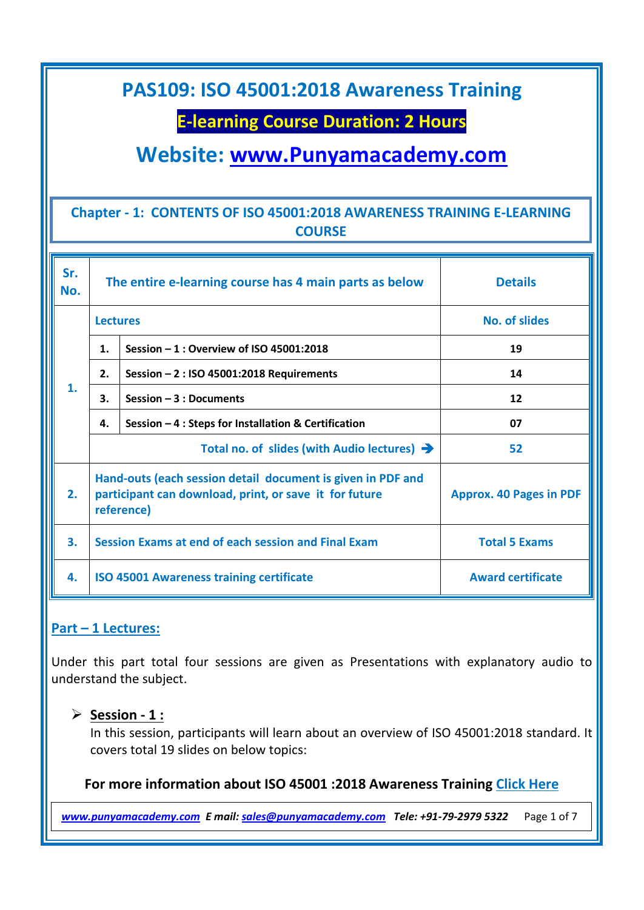# PAS109: ISO 45001:2018 Awareness Training

## E-learning Course Duration: 2 Hours

## Website: www.Punyamacademy.com

### Chapter - 1: CONTENTS OF ISO 45001:2018 AWARENESS TRAINING E-LEARNING COURSE

| Sr. No. | The entire e-learning course has 4 main parts as below | | Details |
|---|---|---|---|
| 1. | Lectures | | No. of slides |
| | 1. | Session – 1 : Overview of ISO 45001:2018 | 19 |
| | 2. | Session – 2 : ISO 45001:2018 Requirements | 14 |
| | 3. | Session – 3 : Documents | 12 |
| | 4. | Session – 4 : Steps for Installation & Certification | 07 |
| | Total no. of slides (with Audio lectures) → | | 52 |
| 2. | Hand-outs (each session detail document is given in PDF and participant can download, print, or save it for future reference) | | Approx. 40 Pages in PDF |
| 3. | Session Exams at end of each session and Final Exam | | Total 5 Exams |
| 4. | ISO 45001 Awareness training certificate | | Award certificate |

### Part – 1 Lectures:

Under this part total four sessions are given as Presentations with explanatory audio to understand the subject.

- **Session - 1 :**
  In this session, participants will learn about an overview of ISO 45001:2018 standard. It covers total 19 slides on below topics:

**For more information about ISO 45001 :2018 Awareness Training Click Here**

*www.punyamacademy.com* ***E mail:*** *sales@punyamacademy.com* ***Tele: +91-79-2979 5322***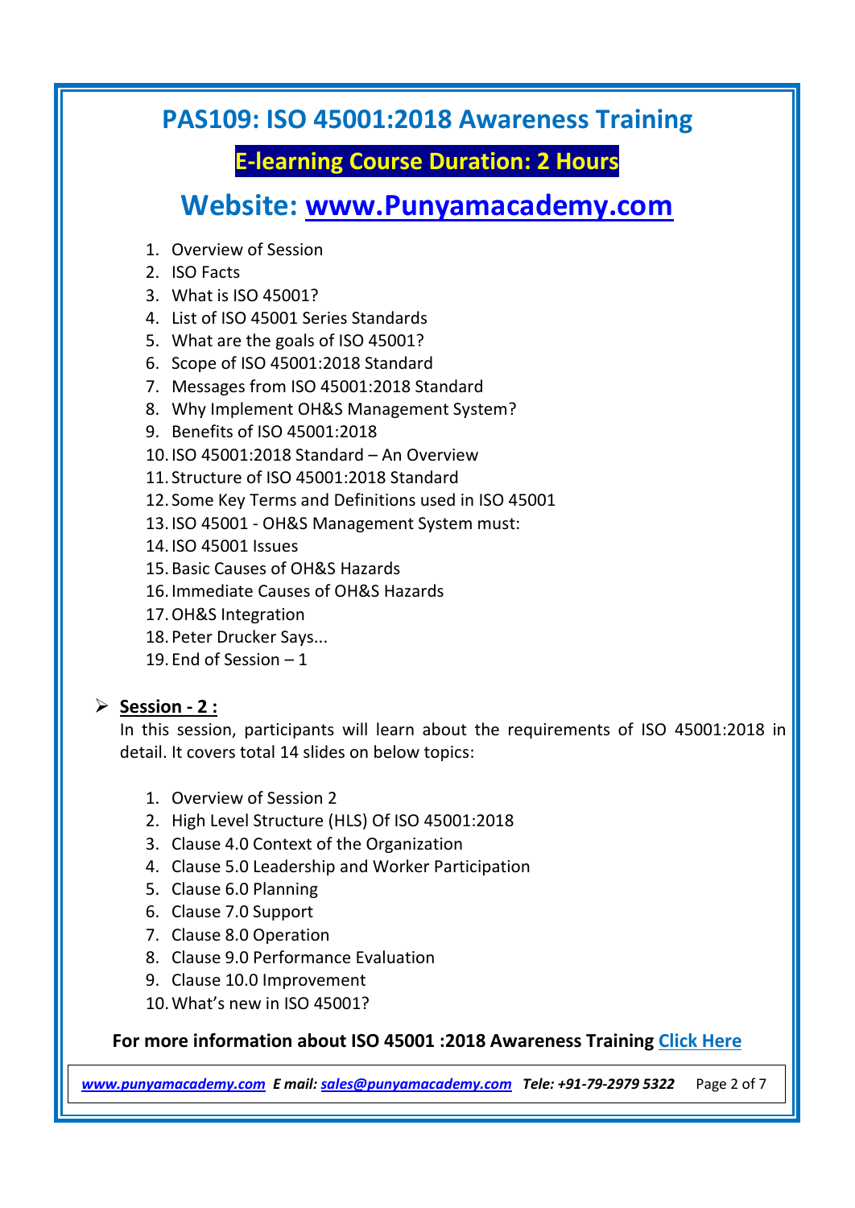# PAS109: ISO 45001:2018 Awareness Training

**E-learning Course Duration: 2 Hours**

## Website: [www.Punyamacademy.com](http://www.Punyamacademy.com)

1. Overview of Session
2. ISO Facts
3. What is ISO 45001?
4. List of ISO 45001 Series Standards
5. What are the goals of ISO 45001?
6. Scope of ISO 45001:2018 Standard
7. Messages from ISO 45001:2018 Standard
8. Why Implement OH&S Management System?
9. Benefits of ISO 45001:2018
10. ISO 45001:2018 Standard – An Overview
11. Structure of ISO 45001:2018 Standard
12. Some Key Terms and Definitions used in ISO 45001
13. ISO 45001 - OH&S Management System must:
14. ISO 45001 Issues
15. Basic Causes of OH&S Hazards
16. Immediate Causes of OH&S Hazards
17. OH&S Integration
18. Peter Drucker Says...
19. End of Session – 1

- **Session - 2 :**

  In this session, participants will learn about the requirements of ISO 45001:2018 in detail. It covers total 14 slides on below topics:

  1. Overview of Session 2
  2. High Level Structure (HLS) Of ISO 45001:2018
  3. Clause 4.0 Context of the Organization
  4. Clause 5.0 Leadership and Worker Participation
  5. Clause 6.0 Planning
  6. Clause 7.0 Support
  7. Clause 8.0 Operation
  8. Clause 9.0 Performance Evaluation
  9. Clause 10.0 Improvement
  10. What's new in ISO 45001?

**For more information about ISO 45001 :2018 Awareness Training Click Here**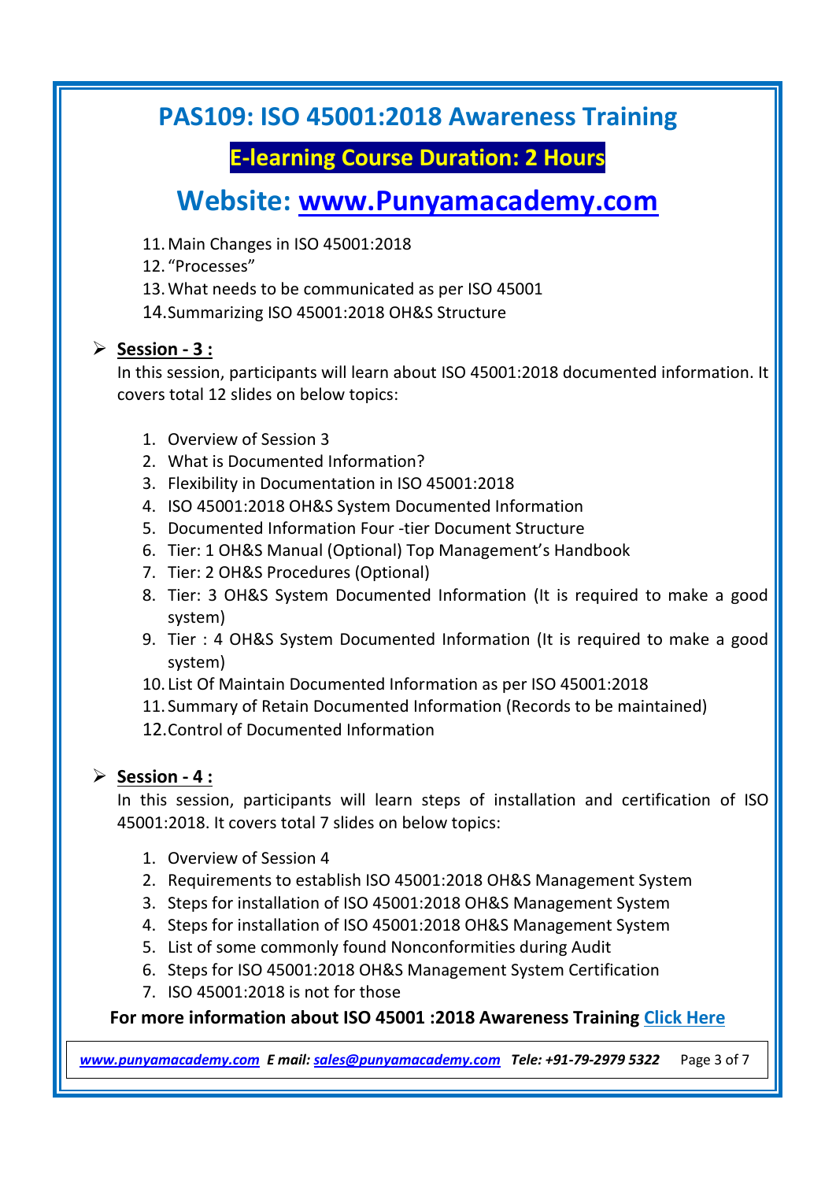# PAS109: ISO 45001:2018 Awareness Training

## E-learning Course Duration: 2 Hours

## Website: www.Punyamacademy.com

11. Main Changes in ISO 45001:2018
12. "Processes"
13. What needs to be communicated as per ISO 45001
14. Summarizing ISO 45001:2018 OH&S Structure

- **Session - 3 :**
  In this session, participants will learn about ISO 45001:2018 documented information. It covers total 12 slides on below topics:

  1. Overview of Session 3
  2. What is Documented Information?
  3. Flexibility in Documentation in ISO 45001:2018
  4. ISO 45001:2018 OH&S System Documented Information
  5. Documented Information Four -tier Document Structure
  6. Tier: 1 OH&S Manual (Optional) Top Management's Handbook
  7. Tier: 2 OH&S Procedures (Optional)
  8. Tier: 3 OH&S System Documented Information (It is required to make a good system)
  9. Tier : 4 OH&S System Documented Information (It is required to make a good system)
  10. List Of Maintain Documented Information as per ISO 45001:2018
  11. Summary of Retain Documented Information (Records to be maintained)
  12. Control of Documented Information

- **Session - 4 :**
  In this session, participants will learn steps of installation and certification of ISO 45001:2018. It covers total 7 slides on below topics:

  1. Overview of Session 4
  2. Requirements to establish ISO 45001:2018 OH&S Management System
  3. Steps for installation of ISO 45001:2018 OH&S Management System
  4. Steps for installation of ISO 45001:2018 OH&S Management System
  5. List of some commonly found Nonconformities during Audit
  6. Steps for ISO 45001:2018 OH&S Management System Certification
  7. ISO 45001:2018 is not for those

**For more information about ISO 45001 :2018 Awareness Training Click Here**

*www.punyamacademy.com* ***E mail:*** *sales@punyamacademy.com* ***Tele: +91-79-2979 5322***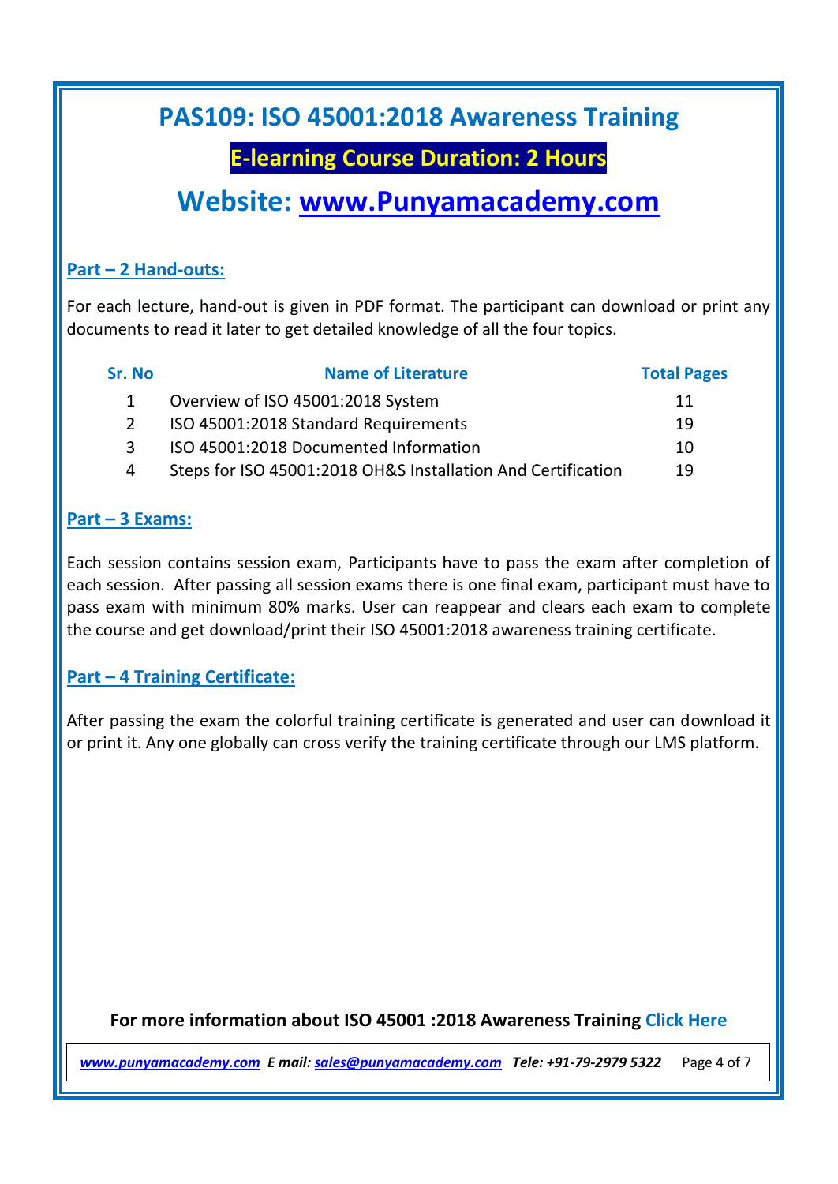# PAS109: ISO 45001:2018 Awareness Training

## E-learning Course Duration: 2 Hours

## Website: www.Punyamacademy.com

### Part – 2 Hand-outs:

For each lecture, hand-out is given in PDF format. The participant can download or print any documents to read it later to get detailed knowledge of all the four topics.

| Sr. No | Name of Literature | Total Pages |
|---|---|---|
| 1 | Overview of ISO 45001:2018 System | 11 |
| 2 | ISO 45001:2018 Standard Requirements | 19 |
| 3 | ISO 45001:2018 Documented Information | 10 |
| 4 | Steps for ISO 45001:2018 OH&S Installation And Certification | 19 |

### Part – 3 Exams:

Each session contains session exam, Participants have to pass the exam after completion of each session. After passing all session exams there is one final exam, participant must have to pass exam with minimum 80% marks. User can reappear and clears each exam to complete the course and get download/print their ISO 45001:2018 awareness training certificate.

### Part – 4 Training Certificate:

After passing the exam the colorful training certificate is generated and user can download it or print it. Any one globally can cross verify the training certificate through our LMS platform.

**For more information about ISO 45001 :2018 Awareness Training Click Here**

*www.punyamacademy.com E mail: sales@punyamacademy.com Tele: +91-79-2979 5322*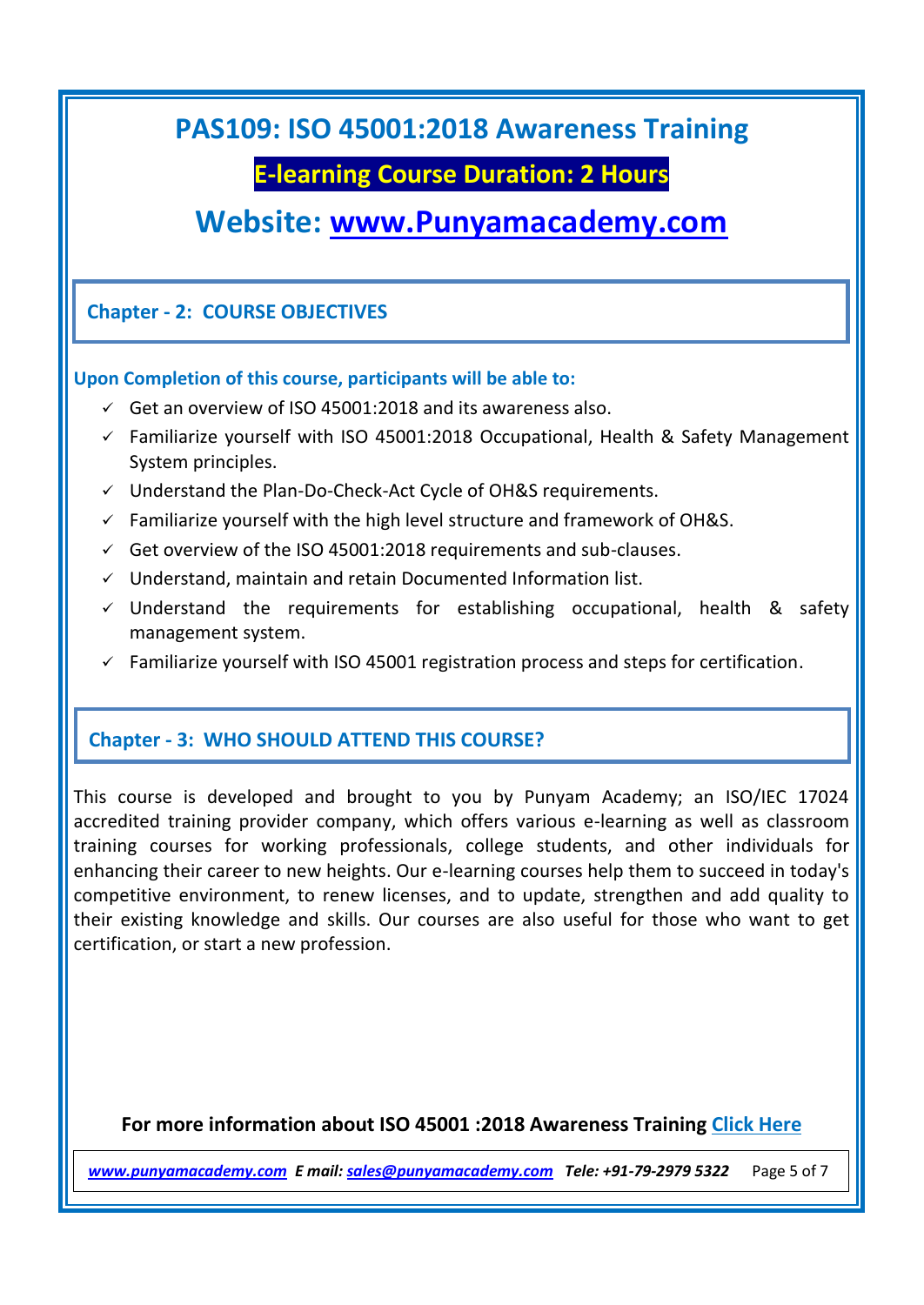# PAS109: ISO 45001:2018 Awareness Training

**E-learning Course Duration: 2 Hours**

## Website: [www.Punyamacademy.com](http://www.Punyamacademy.com)

## Chapter - 2: COURSE OBJECTIVES

**Upon Completion of this course, participants will be able to:**

- ✓ Get an overview of ISO 45001:2018 and its awareness also.
- ✓ Familiarize yourself with ISO 45001:2018 Occupational, Health & Safety Management System principles.
- ✓ Understand the Plan-Do-Check-Act Cycle of OH&S requirements.
- ✓ Familiarize yourself with the high level structure and framework of OH&S.
- ✓ Get overview of the ISO 45001:2018 requirements and sub-clauses.
- ✓ Understand, maintain and retain Documented Information list.
- ✓ Understand the requirements for establishing occupational, health & safety management system.
- ✓ Familiarize yourself with ISO 45001 registration process and steps for certification.

## Chapter - 3: WHO SHOULD ATTEND THIS COURSE?

This course is developed and brought to you by Punyam Academy; an ISO/IEC 17024 accredited training provider company, which offers various e-learning as well as classroom training courses for working professionals, college students, and other individuals for enhancing their career to new heights. Our e-learning courses help them to succeed in today's competitive environment, to renew licenses, and to update, strengthen and add quality to their existing knowledge and skills. Our courses are also useful for those who want to get certification, or start a new profession.

**For more information about ISO 45001 :2018 Awareness Training Click Here**

*www.punyamacademy.com* ***E mail:*** *sales@punyamacademy.com* ***Tele: +91-79-2979 5322***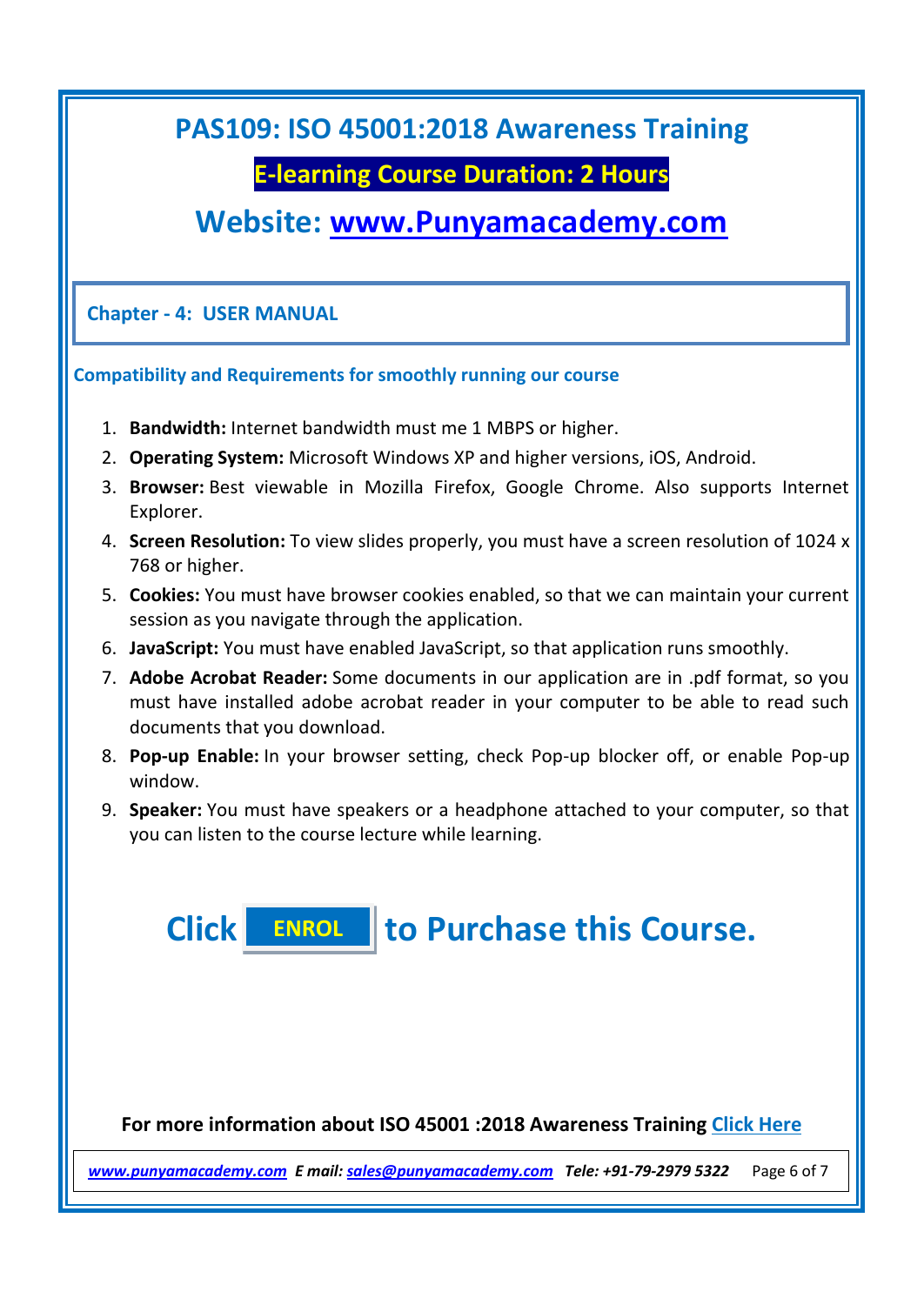# PAS109: ISO 45001:2018 Awareness Training

**E-learning Course Duration: 2 Hours**

## Website: [www.Punyamacademy.com](http://www.Punyamacademy.com)

### Chapter - 4: USER MANUAL

**Compatibility and Requirements for smoothly running our course**

1. **Bandwidth:** Internet bandwidth must me 1 MBPS or higher.
2. **Operating System:** Microsoft Windows XP and higher versions, iOS, Android.
3. **Browser:** Best viewable in Mozilla Firefox, Google Chrome. Also supports Internet Explorer.
4. **Screen Resolution:** To view slides properly, you must have a screen resolution of 1024 x 768 or higher.
5. **Cookies:** You must have browser cookies enabled, so that we can maintain your current session as you navigate through the application.
6. **JavaScript:** You must have enabled JavaScript, so that application runs smoothly.
7. **Adobe Acrobat Reader:** Some documents in our application are in .pdf format, so you must have installed adobe acrobat reader in your computer to be able to read such documents that you download.
8. **Pop-up Enable:** In your browser setting, check Pop-up blocker off, or enable Pop-up window.
9. **Speaker:** You must have speakers or a headphone attached to your computer, so that you can listen to the course lecture while learning.

## Click ENROL to Purchase this Course.

**For more information about ISO 45001 :2018 Awareness Training Click Here**

*www.punyamacademy.com* ***E mail:*** *sales@punyamacademy.com* ***Tele: +91-79-2979 5322***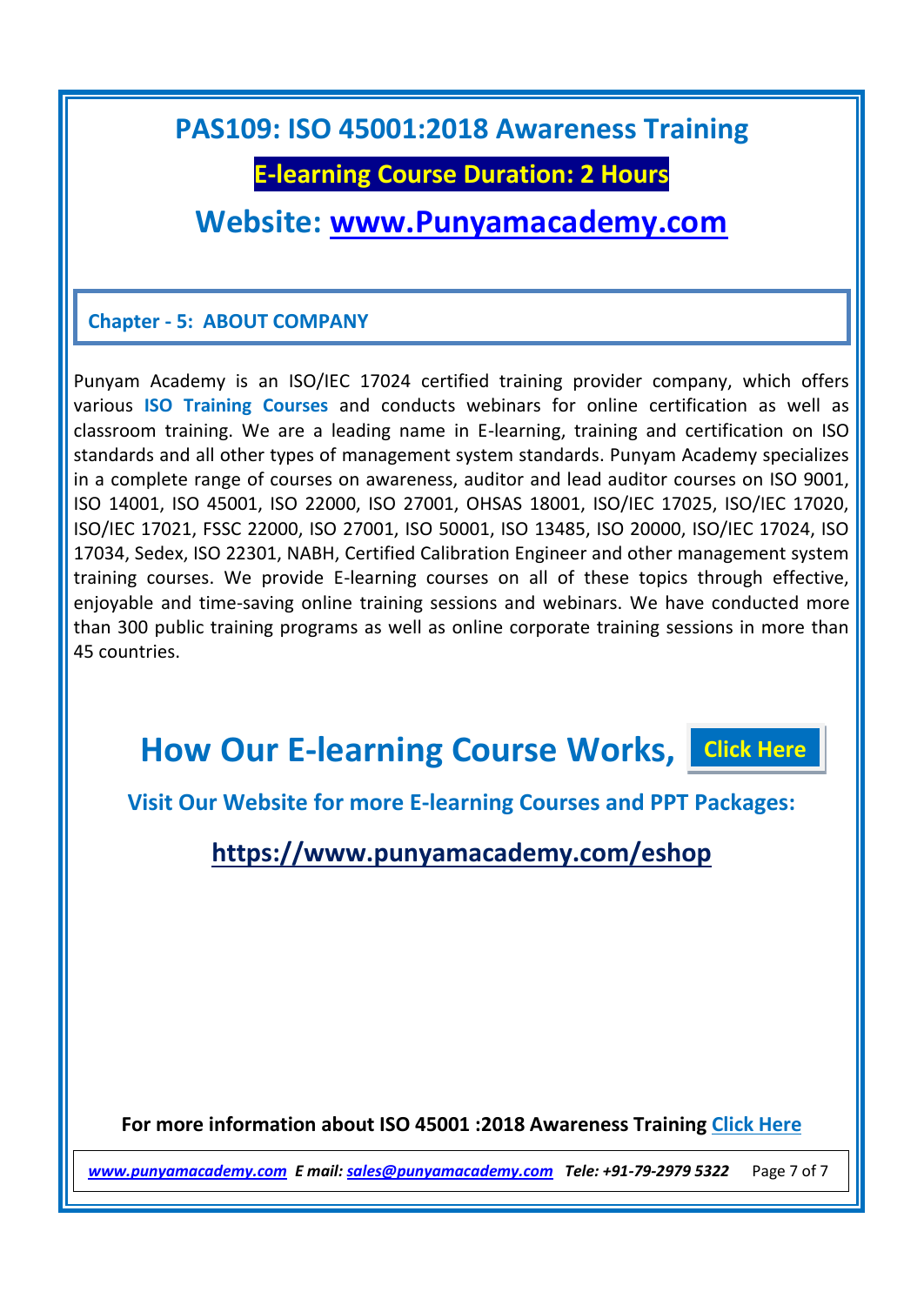## PAS109: ISO 45001:2018 Awareness Training

**E-learning Course Duration: 2 Hours**

## Website: www.Punyamacademy.com

### Chapter - 5: ABOUT COMPANY

Punyam Academy is an ISO/IEC 17024 certified training provider company, which offers various **ISO Training Courses** and conducts webinars for online certification as well as classroom training. We are a leading name in E-learning, training and certification on ISO standards and all other types of management system standards. Punyam Academy specializes in a complete range of courses on awareness, auditor and lead auditor courses on ISO 9001, ISO 14001, ISO 45001, ISO 22000, ISO 27001, OHSAS 18001, ISO/IEC 17025, ISO/IEC 17020, ISO/IEC 17021, FSSC 22000, ISO 27001, ISO 50001, ISO 13485, ISO 20000, ISO/IEC 17024, ISO 17034, Sedex, ISO 22301, NABH, Certified Calibration Engineer and other management system training courses. We provide E-learning courses on all of these topics through effective, enjoyable and time-saving online training sessions and webinars. We have conducted more than 300 public training programs as well as online corporate training sessions in more than 45 countries.

## How Our E-learning Course Works, Click Here

**Visit Our Website for more E-learning Courses and PPT Packages:**

**https://www.punyamacademy.com/eshop**

**For more information about ISO 45001 :2018 Awareness Training Click Here**

*www.punyamacademy.com E mail: sales@punyamacademy.com Tele: +91-79-2979 5322*